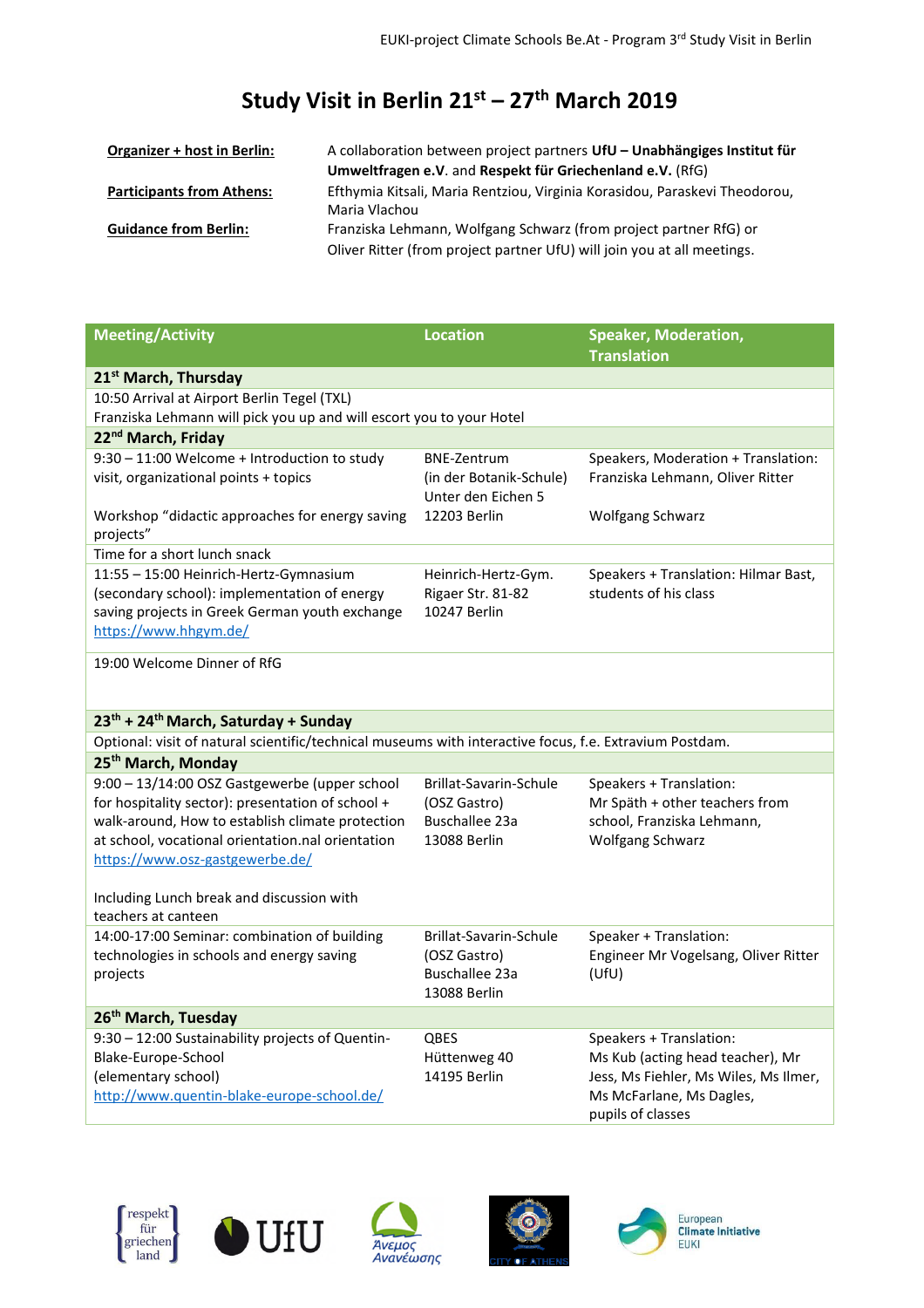# Study Visit in Berlin 21st – 27th March 2019

| | |
|---|---|
| **Organizer + host in Berlin:** | A collaboration between project partners **UfU – Unabhängiges Institut für Umweltfragen e.V.** and **Respekt für Griechenland e.V.** (RfG) |
| **Participants from Athens:** | Efthymia Kitsali, Maria Rentziou, Virginia Korasidou, Paraskevi Theodorou, Maria Vlachou |
| **Guidance from Berlin:** | Franziska Lehmann, Wolfgang Schwarz (from project partner RfG) or Oliver Ritter (from project partner UfU) will join you at all meetings. |

| Meeting/Activity | Location | Speaker, Moderation, Translation |
|---|---|---|
| **21st March, Thursday** | | |
| 10:50 Arrival at Airport Berlin Tegel (TXL)<br>Franziska Lehmann will pick you up and will escort you to your Hotel | | |
| **22nd March, Friday** | | |
| 9:30 – 11:00 Welcome + Introduction to study visit, organizational points + topics<br><br>Workshop "didactic approaches for energy saving projects" | BNE-Zentrum<br>(in der Botanik-Schule)<br>Unter den Eichen 5<br>12203 Berlin | Speakers, Moderation + Translation: Franziska Lehmann, Oliver Ritter<br><br>Wolfgang Schwarz |
| Time for a short lunch snack | | |
| 11:55 – 15:00 Heinrich-Hertz-Gymnasium (secondary school): implementation of energy saving projects in Greek German youth exchange<br>https://www.hhgym.de/ | Heinrich-Hertz-Gym.<br>Rigaer Str. 81-82<br>10247 Berlin | Speakers + Translation: Hilmar Bast, students of his class |
| 19:00 Welcome Dinner of RfG | | |
| **23th + 24th March, Saturday + Sunday** | | |
| Optional: visit of natural scientific/technical museums with interactive focus, f.e. Extravium Postdam. | | |
| **25th March, Monday** | | |
| 9:00 – 13/14:00 OSZ Gastgewerbe (upper school for hospitality sector): presentation of school + walk-around, How to establish climate protection at school, vocational orientation.nal orientation<br>https://www.osz-gastgewerbe.de/<br><br>Including Lunch break and discussion with teachers at canteen | Brillat-Savarin-Schule<br>(OSZ Gastro)<br>Buschallee 23a<br>13088 Berlin | Speakers + Translation:<br>Mr Späth + other teachers from school, Franziska Lehmann, Wolfgang Schwarz |
| 14:00-17:00 Seminar: combination of building technologies in schools and energy saving projects | Brillat-Savarin-Schule<br>(OSZ Gastro)<br>Buschallee 23a<br>13088 Berlin | Speaker + Translation:<br>Engineer Mr Vogelsang, Oliver Ritter (UfU) |
| **26th March, Tuesday** | | |
| 9:30 – 12:00 Sustainability projects of Quentin-Blake-Europe-School<br>(elementary school)<br>http://www.quentin-blake-europe-school.de/ | QBES<br>Hüttenweg 40<br>14195 Berlin | Speakers + Translation:<br>Ms Kub (acting head teacher), Mr Jess, Ms Fiehler, Ms Wiles, Ms Ilmer, Ms McFarlane, Ms Dagles, pupils of classes |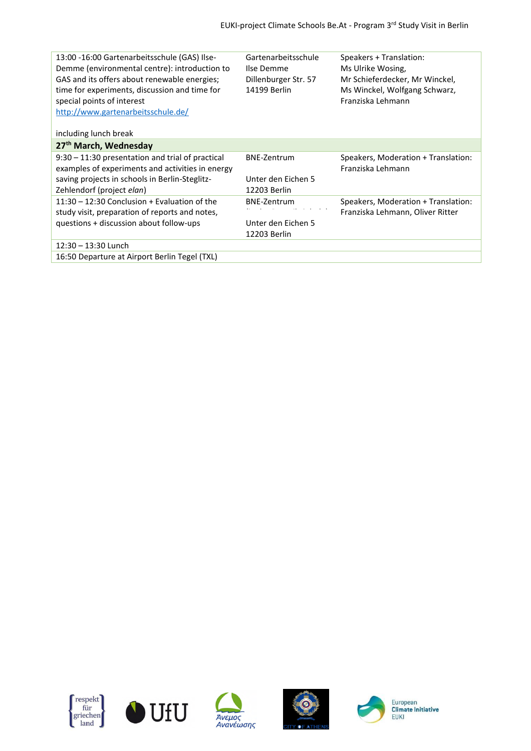| | | |
|---|---|---|
| 13:00 -16:00 Gartenarbeitsschule (GAS) Ilse-Demme (environmental centre): introduction to GAS and its offers about renewable energies; time for experiments, discussion and time for special points of interest<br>http://www.gartenarbeitsschule.de/<br><br>including lunch break | Gartenarbeitsschule Ilse Demme<br>Dillenburger Str. 57<br>14199 Berlin | Speakers + Translation:<br>Ms Ulrike Wosing,<br>Mr Schieferdecker, Mr Winckel,<br>Ms Winckel, Wolfgang Schwarz,<br>Franziska Lehmann |
| **27th March, Wednesday** | | |
| 9:30 – 11:30 presentation and trial of practical examples of experiments and activities in energy saving projects in schools in Berlin-Steglitz-Zehlendorf (project *elan*) | BNE-Zentrum<br><br>Unter den Eichen 5<br>12203 Berlin | Speakers, Moderation + Translation:<br>Franziska Lehmann |
| 11:30 – 12:30 Conclusion + Evaluation of the study visit, preparation of reports and notes, questions + discussion about follow-ups | BNE-Zentrum<br><br>Unter den Eichen 5<br>12203 Berlin | Speakers, Moderation + Translation:<br>Franziska Lehmann, Oliver Ritter |
| 12:30 – 13:30 Lunch | | |
| 16:50 Departure at Airport Berlin Tegel (TXL) | | |